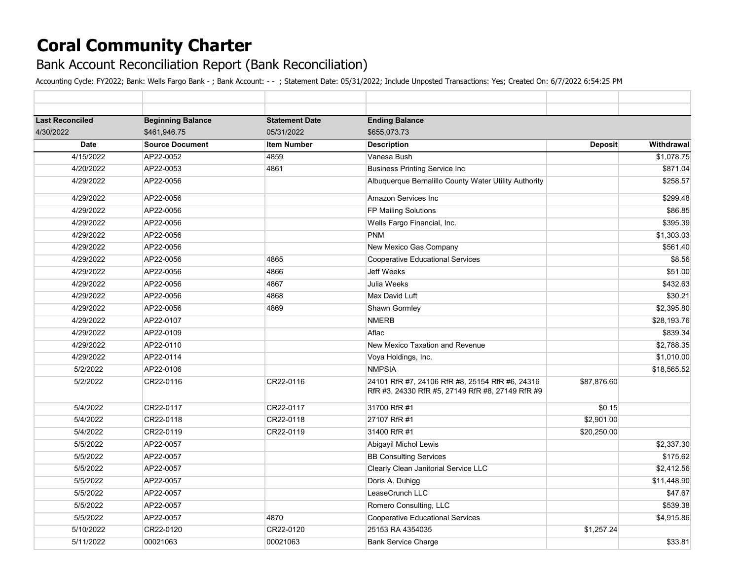# Coral Community Charter

## Bank Account Reconciliation Report (Bank Reconciliation)

Accounting Cycle: FY2022; Bank: Wells Fargo Bank - ; Bank Account: - - ; Statement Date: 05/31/2022; Include Unposted Transactions: Yes; Created On: 6/7/2022 6:54:25 PM

| Last Reconciled | Beginning Balance | Statement Date | Ending Balance | | |
|---|---|---|---|---|---|
| 4/30/2022 | $461,946.75 | 05/31/2022 | $655,073.73 | | |
| **Date** | **Source Document** | **Item Number** | **Description** | **Deposit** | **Withdrawal** |
| 4/15/2022 | AP22-0052 | 4859 | Vanesa Bush | | $1,078.75 |
| 4/20/2022 | AP22-0053 | 4861 | Business Printing Service Inc | | $871.04 |
| 4/29/2022 | AP22-0056 | | Albuquerque Bernalillo County Water Utility Authority | | $258.57 |
| 4/29/2022 | AP22-0056 | | Amazon Services Inc | | $299.48 |
| 4/29/2022 | AP22-0056 | | FP Mailing Solutions | | $86.85 |
| 4/29/2022 | AP22-0056 | | Wells Fargo Financial, Inc. | | $395.39 |
| 4/29/2022 | AP22-0056 | | PNM | | $1,303.03 |
| 4/29/2022 | AP22-0056 | | New Mexico Gas Company | | $561.40 |
| 4/29/2022 | AP22-0056 | 4865 | Cooperative Educational Services | | $8.56 |
| 4/29/2022 | AP22-0056 | 4866 | Jeff Weeks | | $51.00 |
| 4/29/2022 | AP22-0056 | 4867 | Julia Weeks | | $432.63 |
| 4/29/2022 | AP22-0056 | 4868 | Max David Luft | | $30.21 |
| 4/29/2022 | AP22-0056 | 4869 | Shawn Gormley | | $2,395.80 |
| 4/29/2022 | AP22-0107 | | NMERB | | $28,193.76 |
| 4/29/2022 | AP22-0109 | | Aflac | | $839.34 |
| 4/29/2022 | AP22-0110 | | New Mexico Taxation and Revenue | | $2,788.35 |
| 4/29/2022 | AP22-0114 | | Voya Holdings, Inc. | | $1,010.00 |
| 5/2/2022 | AP22-0106 | | NMPSIA | | $18,565.52 |
| 5/2/2022 | CR22-0116 | CR22-0116 | 24101 RfR #7, 24106 RfR #8, 25154 RfR #6, 24316 RfR #3, 24330 RfR #5, 27149 RfR #8, 27149 RfR #9 | $87,876.60 | |
| 5/4/2022 | CR22-0117 | CR22-0117 | 31700 RfR #1 | $0.15 | |
| 5/4/2022 | CR22-0118 | CR22-0118 | 27107 RfR #1 | $2,901.00 | |
| 5/4/2022 | CR22-0119 | CR22-0119 | 31400 RfR #1 | $20,250.00 | |
| 5/5/2022 | AP22-0057 | | Abigayil Michol Lewis | | $2,337.30 |
| 5/5/2022 | AP22-0057 | | BB Consulting Services | | $175.62 |
| 5/5/2022 | AP22-0057 | | Clearly Clean Janitorial Service LLC | | $2,412.56 |
| 5/5/2022 | AP22-0057 | | Doris A. Duhigg | | $11,448.90 |
| 5/5/2022 | AP22-0057 | | LeaseCrunch LLC | | $47.67 |
| 5/5/2022 | AP22-0057 | | Romero Consulting, LLC | | $539.38 |
| 5/5/2022 | AP22-0057 | 4870 | Cooperative Educational Services | | $4,915.86 |
| 5/10/2022 | CR22-0120 | CR22-0120 | 25153 RA 4354035 | $1,257.24 | |
| 5/11/2022 | 00021063 | 00021063 | Bank Service Charge | | $33.81 |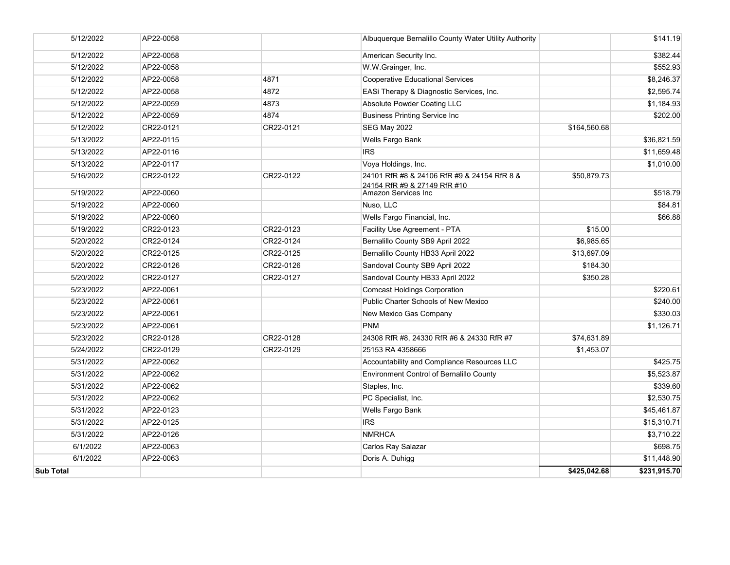| | | | | | |
|---|---|---|---|---|---|
| 5/12/2022 | AP22-0058 | | Albuquerque Bernalillo County Water Utility Authority | | $141.19 |
| 5/12/2022 | AP22-0058 | | American Security Inc. | | $382.44 |
| 5/12/2022 | AP22-0058 | | W.W.Grainger, Inc. | | $552.93 |
| 5/12/2022 | AP22-0058 | 4871 | Cooperative Educational Services | | $8,246.37 |
| 5/12/2022 | AP22-0058 | 4872 | EASi Therapy & Diagnostic Services, Inc. | | $2,595.74 |
| 5/12/2022 | AP22-0059 | 4873 | Absolute Powder Coating LLC | | $1,184.93 |
| 5/12/2022 | AP22-0059 | 4874 | Business Printing Service Inc | | $202.00 |
| 5/12/2022 | CR22-0121 | CR22-0121 | SEG May 2022 | $164,560.68 | |
| 5/13/2022 | AP22-0115 | | Wells Fargo Bank | | $36,821.59 |
| 5/13/2022 | AP22-0116 | | IRS | | $11,659.48 |
| 5/13/2022 | AP22-0117 | | Voya Holdings, Inc. | | $1,010.00 |
| 5/16/2022 | CR22-0122 | CR22-0122 | 24101 RfR #8 & 24106 RfR #9 & 24154 RfR 8 & 24154 RfR #9 & 27149 RfR #10 | $50,879.73 | |
| 5/19/2022 | AP22-0060 | | Amazon Services Inc | | $518.79 |
| 5/19/2022 | AP22-0060 | | Nuso, LLC | | $84.81 |
| 5/19/2022 | AP22-0060 | | Wells Fargo Financial, Inc. | | $66.88 |
| 5/19/2022 | CR22-0123 | CR22-0123 | Facility Use Agreement - PTA | $15.00 | |
| 5/20/2022 | CR22-0124 | CR22-0124 | Bernalillo County SB9 April 2022 | $6,985.65 | |
| 5/20/2022 | CR22-0125 | CR22-0125 | Bernalillo County HB33 April 2022 | $13,697.09 | |
| 5/20/2022 | CR22-0126 | CR22-0126 | Sandoval County SB9 April 2022 | $184.30 | |
| 5/20/2022 | CR22-0127 | CR22-0127 | Sandoval County HB33 April 2022 | $350.28 | |
| 5/23/2022 | AP22-0061 | | Comcast Holdings Corporation | | $220.61 |
| 5/23/2022 | AP22-0061 | | Public Charter Schools of New Mexico | | $240.00 |
| 5/23/2022 | AP22-0061 | | New Mexico Gas Company | | $330.03 |
| 5/23/2022 | AP22-0061 | | PNM | | $1,126.71 |
| 5/23/2022 | CR22-0128 | CR22-0128 | 24308 RfR #8, 24330 RfR #6 & 24330 RfR #7 | $74,631.89 | |
| 5/24/2022 | CR22-0129 | CR22-0129 | 25153 RA 4358666 | $1,453.07 | |
| 5/31/2022 | AP22-0062 | | Accountability and Compliance Resources LLC | | $425.75 |
| 5/31/2022 | AP22-0062 | | Environment Control of Bernalillo County | | $5,523.87 |
| 5/31/2022 | AP22-0062 | | Staples, Inc. | | $339.60 |
| 5/31/2022 | AP22-0062 | | PC Specialist, Inc. | | $2,530.75 |
| 5/31/2022 | AP22-0123 | | Wells Fargo Bank | | $45,461.87 |
| 5/31/2022 | AP22-0125 | | IRS | | $15,310.71 |
| 5/31/2022 | AP22-0126 | | NMRHCA | | $3,710.22 |
| 6/1/2022 | AP22-0063 | | Carlos Ray Salazar | | $698.75 |
| 6/1/2022 | AP22-0063 | | Doris A. Duhigg | | $11,448.90 |
| **Sub Total** | | | | **$425,042.68** | **$231,915.70** |